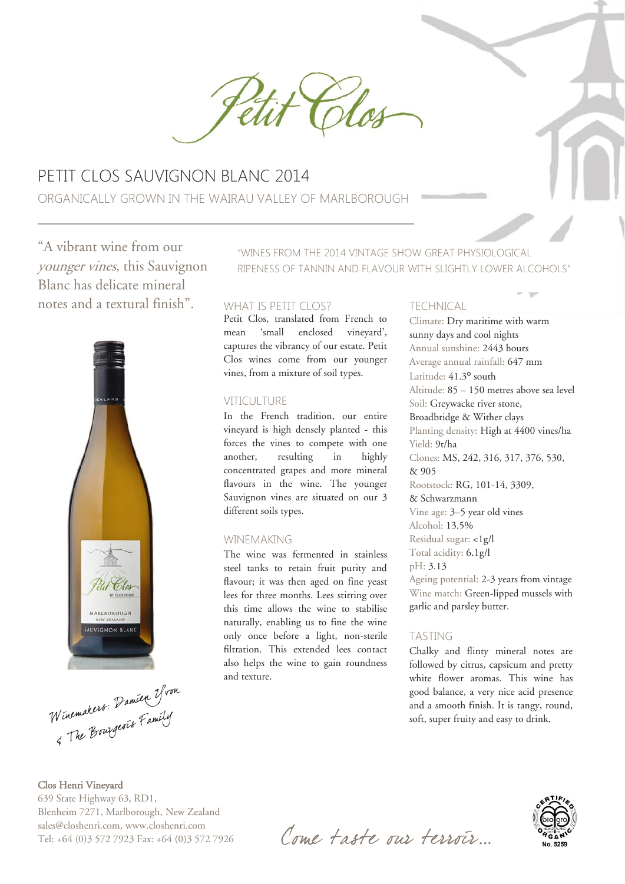# Petit Clos

## PETIT CLOS SAUVIGNON BLANC 2014

ORGANICALLY GROWN IN THE WAIRAU VALLEY OF MARLBOROUGH

"A vibrant wine from our *younger vines*, this Sauvignon Blanc has delicate mineral notes and a textural finish".

"WINES FROM THE 2014 VINTAGE SHOW GREAT PHYSIOLOGICAL RIPENESS OF TANNIN AND FLAVOUR WITH SLIGHTLY LOWER ALCOHOLS"

### WHAT IS PETIT CLOS?

Petit Clos, translated from French to mean 'small enclosed vineyard', captures the vibrancy of our estate. Petit Clos wines come from our younger vines, from a mixture of soil types.

### VITICULTURE

In the French tradition, our entire vineyard is high densely planted - this forces the vines to compete with one another, resulting in highly concentrated grapes and more mineral flavours in the wine. The younger Sauvignon vines are situated on our 3 different soils types.

### WINEMAKING

The wine was fermented in stainless steel tanks to retain fruit purity and flavour; it was then aged on fine yeast lees for three months. Lees stirring over this time allows the wine to stabilise naturally, enabling us to fine the wine only once before a light, non-sterile filtration. This extended lees contact also helps the wine to gain roundness and texture.

### TECHNICAL

Climate: Dry maritime with warm sunny days and cool nights
Annual sunshine: 2443 hours
Average annual rainfall: 647 mm
Latitude: 41.3° south
Altitude: 85 – 150 metres above sea level
Soil: Greywacke river stone, Broadbridge & Wither clays
Planting density: High at 4400 vines/ha
Yield: 9t/ha
Clones: MS, 242, 316, 317, 376, 530, & 905
Rootstock: RG, 101-14, 3309, & Schwarzmann
Vine age: 3–5 year old vines
Alcohol: 13.5%
Residual sugar: <1g/l
Total acidity: 6.1g/l
pH: 3.13
Ageing potential: 2-3 years from vintage
Wine match: Green-lipped mussels with garlic and parsley butter.

### TASTING

Chalky and flinty mineral notes are followed by citrus, capsicum and pretty white flower aromas. This wine has good balance, a very nice acid presence and a smooth finish. It is tangy, round, soft, super fruity and easy to drink.

*Winemakers: Damien Yvon & The Bourgeois Family*

**Clos Henri Vineyard**
639 State Highway 63, RD1,
Blenheim 7271, Marlborough, New Zealand
sales@closhenri.com, www.closhenri.com
Tel: +64 (0)3 572 7923 Fax: +64 (0)3 572 7926

*Come taste our terroir...*

Certified Organic No. 5259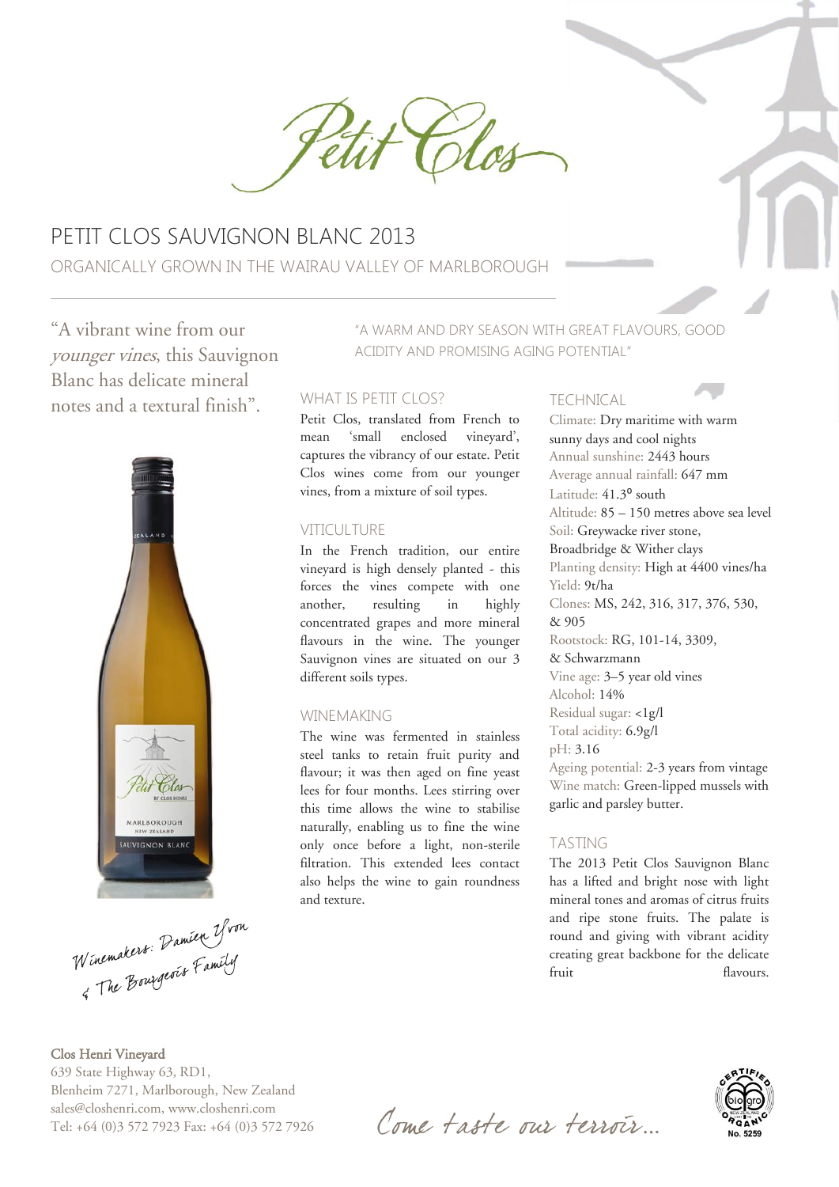Petit Clos

# PETIT CLOS SAUVIGNON BLANC 2013

ORGANICALLY GROWN IN THE WAIRAU VALLEY OF MARLBOROUGH

"A vibrant wine from our *younger vines*, this Sauvignon Blanc has delicate mineral notes and a textural finish".

Winemakers: Damien Yvon & The Bourgeois Family

"A WARM AND DRY SEASON WITH GREAT FLAVOURS, GOOD ACIDITY AND PROMISING AGING POTENTIAL"

## WHAT IS PETIT CLOS?

Petit Clos, translated from French to mean 'small enclosed vineyard', captures the vibrancy of our estate. Petit Clos wines come from our younger vines, from a mixture of soil types.

## VITICULTURE

In the French tradition, our entire vineyard is high densely planted - this forces the vines compete with one another, resulting in highly concentrated grapes and more mineral flavours in the wine. The younger Sauvignon vines are situated on our 3 different soils types.

## WINEMAKING

The wine was fermented in stainless steel tanks to retain fruit purity and flavour; it was then aged on fine yeast lees for four months. Lees stirring over this time allows the wine to stabilise naturally, enabling us to fine the wine only once before a light, non-sterile filtration. This extended lees contact also helps the wine to gain roundness and texture.

## TECHNICAL

Climate: Dry maritime with warm sunny days and cool nights
Annual sunshine: 2443 hours
Average annual rainfall: 647 mm
Latitude: 41.3º south
Altitude: 85 – 150 metres above sea level
Soil: Greywacke river stone, Broadbridge & Wither clays
Planting density: High at 4400 vines/ha
Yield: 9t/ha
Clones: MS, 242, 316, 317, 376, 530, & 905
Rootstock: RG, 101-14, 3309, & Schwarzmann
Vine age: 3–5 year old vines
Alcohol: 14%
Residual sugar: <1g/l
Total acidity: 6.9g/l
pH: 3.16
Ageing potential: 2-3 years from vintage
Wine match: Green-lipped mussels with garlic and parsley butter.

## TASTING

The 2013 Petit Clos Sauvignon Blanc has a lifted and bright nose with light mineral tones and aromas of citrus fruits and ripe stone fruits. The palate is round and giving with vibrant acidity creating great backbone for the delicate fruit flavours.

**Clos Henri Vineyard**
639 State Highway 63, RD1,
Blenheim 7271, Marlborough, New Zealand
sales@closhenri.com, www.closhenri.com
Tel: +64 (0)3 572 7923 Fax: +64 (0)3 572 7926

Come taste our terroir...

CERTIFIED ORGANIC bio gro No. 5259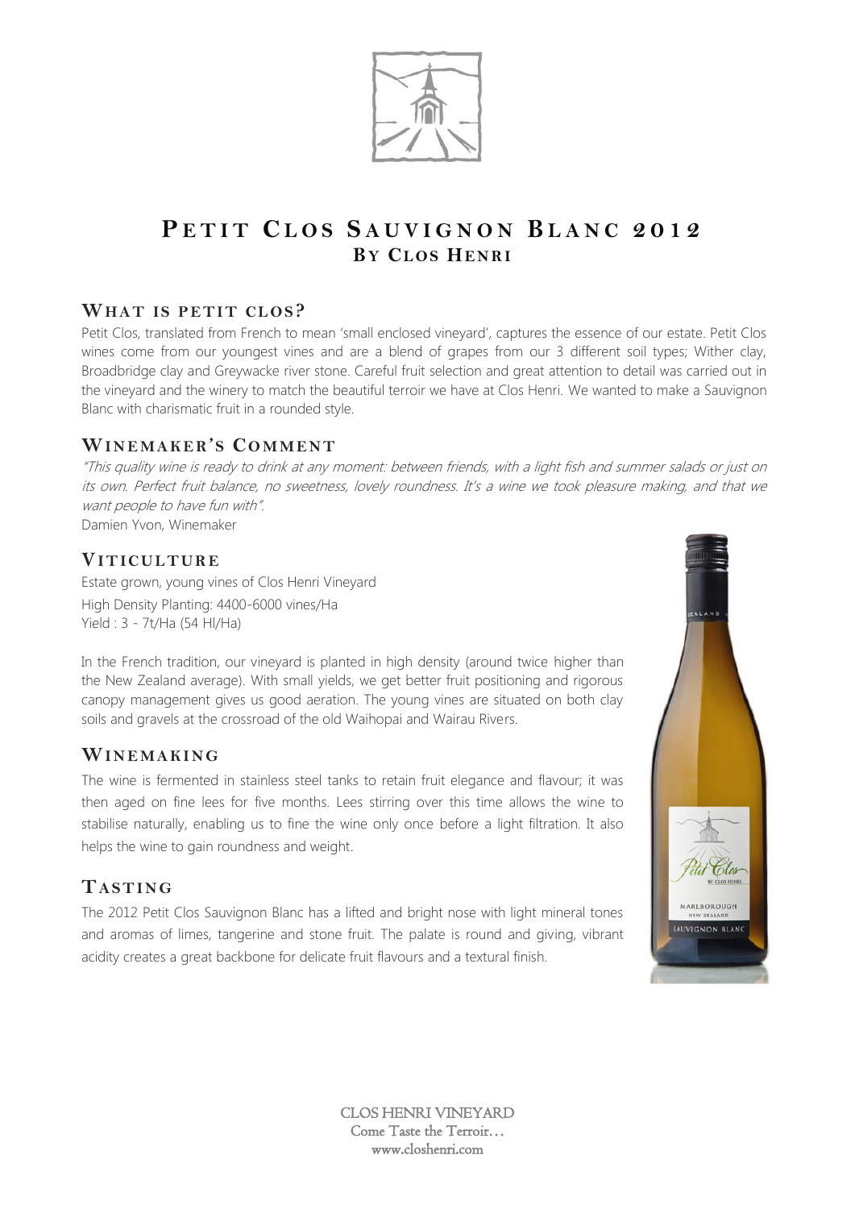# PETIT CLOS SAUVIGNON BLANC 2012

## BY CLOS HENRI

### WHAT IS PETIT CLOS?

Petit Clos, translated from French to mean 'small enclosed vineyard', captures the essence of our estate. Petit Clos wines come from our youngest vines and are a blend of grapes from our 3 different soil types; Wither clay, Broadbridge clay and Greywacke river stone. Careful fruit selection and great attention to detail was carried out in the vineyard and the winery to match the beautiful terroir we have at Clos Henri. We wanted to make a Sauvignon Blanc with charismatic fruit in a rounded style.

### WINEMAKER'S COMMENT

*"This quality wine is ready to drink at any moment: between friends, with a light fish and summer salads or just on its own. Perfect fruit balance, no sweetness, lovely roundness. It's a wine we took pleasure making, and that we want people to have fun with".*

Damien Yvon, Winemaker

### VITICULTURE

Estate grown, young vines of Clos Henri Vineyard

High Density Planting: 4400-6000 vines/Ha

Yield : 3 - 7t/Ha (54 Hl/Ha)

In the French tradition, our vineyard is planted in high density (around twice higher than the New Zealand average). With small yields, we get better fruit positioning and rigorous canopy management gives us good aeration. The young vines are situated on both clay soils and gravels at the crossroad of the old Waihopai and Wairau Rivers.

### WINEMAKING

The wine is fermented in stainless steel tanks to retain fruit elegance and flavour; it was then aged on fine lees for five months. Lees stirring over this time allows the wine to stabilise naturally, enabling us to fine the wine only once before a light filtration. It also helps the wine to gain roundness and weight.

### TASTING

The 2012 Petit Clos Sauvignon Blanc has a lifted and bright nose with light mineral tones and aromas of limes, tangerine and stone fruit. The palate is round and giving, vibrant acidity creates a great backbone for delicate fruit flavours and a textural finish.

CLOS HENRI VINEYARD
Come Taste the Terroir…
www.closhenri.com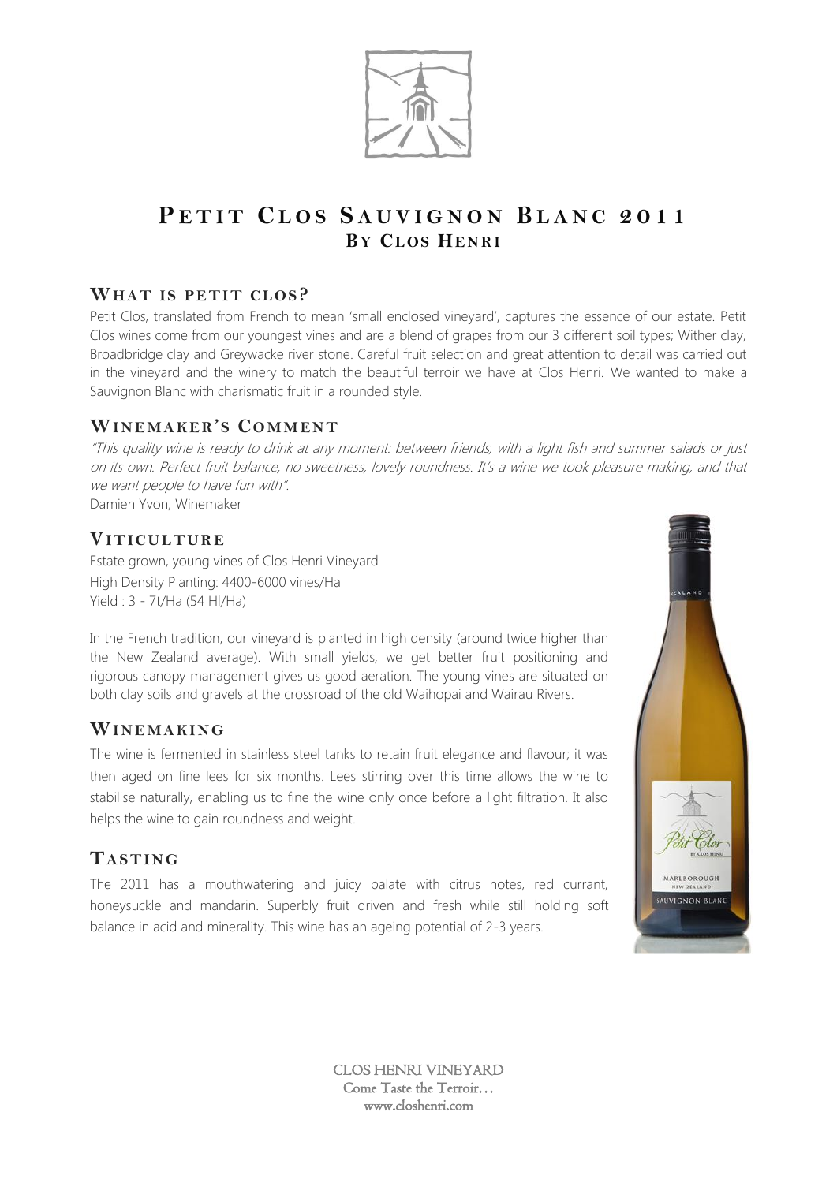# Petit Clos Sauvignon Blanc 2011
## By Clos Henri

### What is petit clos?

Petit Clos, translated from French to mean 'small enclosed vineyard', captures the essence of our estate. Petit Clos wines come from our youngest vines and are a blend of grapes from our 3 different soil types; Wither clay, Broadbridge clay and Greywacke river stone. Careful fruit selection and great attention to detail was carried out in the vineyard and the winery to match the beautiful terroir we have at Clos Henri. We wanted to make a Sauvignon Blanc with charismatic fruit in a rounded style.

### Winemaker's Comment

*"This quality wine is ready to drink at any moment: between friends, with a light fish and summer salads or just on its own. Perfect fruit balance, no sweetness, lovely roundness. It's a wine we took pleasure making, and that we want people to have fun with".*

Damien Yvon, Winemaker

### Viticulture

Estate grown, young vines of Clos Henri Vineyard
High Density Planting: 4400-6000 vines/Ha
Yield : 3 - 7t/Ha (54 Hl/Ha)

In the French tradition, our vineyard is planted in high density (around twice higher than the New Zealand average). With small yields, we get better fruit positioning and rigorous canopy management gives us good aeration. The young vines are situated on both clay soils and gravels at the crossroad of the old Waihopai and Wairau Rivers.

### Winemaking

The wine is fermented in stainless steel tanks to retain fruit elegance and flavour; it was then aged on fine lees for six months. Lees stirring over this time allows the wine to stabilise naturally, enabling us to fine the wine only once before a light filtration. It also helps the wine to gain roundness and weight.

### Tasting

The 2011 has a mouthwatering and juicy palate with citrus notes, red currant, honeysuckle and mandarin. Superbly fruit driven and fresh while still holding soft balance in acid and minerality. This wine has an ageing potential of 2-3 years.

CLOS HENRI VINEYARD
Come Taste the Terroir…
www.closhenri.com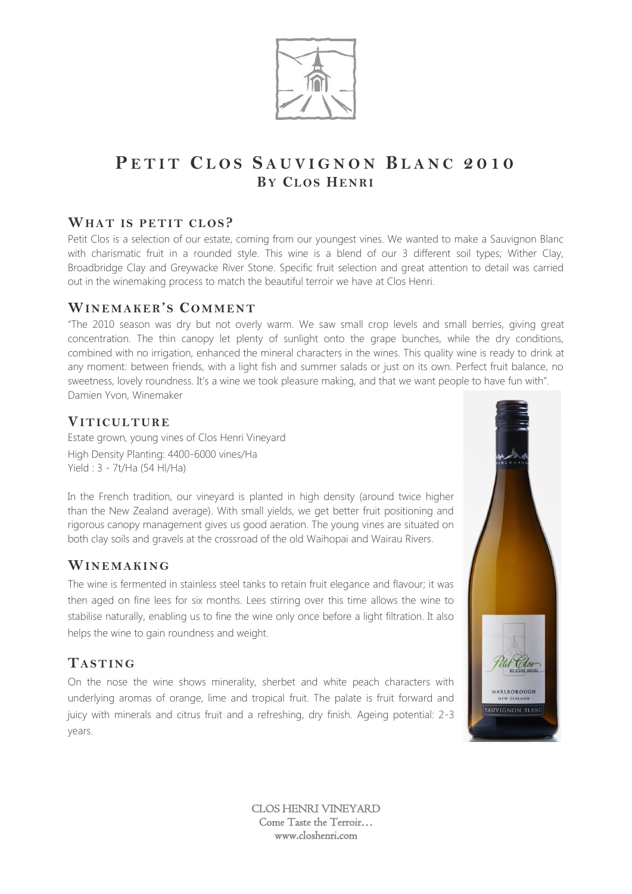# Petit Clos Sauvignon Blanc 2010
## By Clos Henri

### What is petit clos?

Petit Clos is a selection of our estate, coming from our youngest vines. We wanted to make a Sauvignon Blanc with charismatic fruit in a rounded style. This wine is a blend of our 3 different soil types; Wither Clay, Broadbridge Clay and Greywacke River Stone. Specific fruit selection and great attention to detail was carried out in the winemaking process to match the beautiful terroir we have at Clos Henri.

### Winemaker's Comment

"The 2010 season was dry but not overly warm. We saw small crop levels and small berries, giving great concentration. The thin canopy let plenty of sunlight onto the grape bunches, while the dry conditions, combined with no irrigation, enhanced the mineral characters in the wines. This quality wine is ready to drink at any moment: between friends, with a light fish and summer salads or just on its own. Perfect fruit balance, no sweetness, lovely roundness. It's a wine we took pleasure making, and that we want people to have fun with".
Damien Yvon, Winemaker

### Viticulture

Estate grown, young vines of Clos Henri Vineyard
High Density Planting: 4400-6000 vines/Ha
Yield : 3 - 7t/Ha (54 Hl/Ha)

In the French tradition, our vineyard is planted in high density (around twice higher than the New Zealand average). With small yields, we get better fruit positioning and rigorous canopy management gives us good aeration. The young vines are situated on both clay soils and gravels at the crossroad of the old Waihopai and Wairau Rivers.

### Winemaking

The wine is fermented in stainless steel tanks to retain fruit elegance and flavour; it was then aged on fine lees for six months. Lees stirring over this time allows the wine to stabilise naturally, enabling us to fine the wine only once before a light filtration. It also helps the wine to gain roundness and weight.

### Tasting

On the nose the wine shows minerality, sherbet and white peach characters with underlying aromas of orange, lime and tropical fruit. The palate is fruit forward and juicy with minerals and citrus fruit and a refreshing, dry finish. Ageing potential: 2-3 years.

CLOS HENRI VINEYARD
Come Taste the Terroir…
www.closhenri.com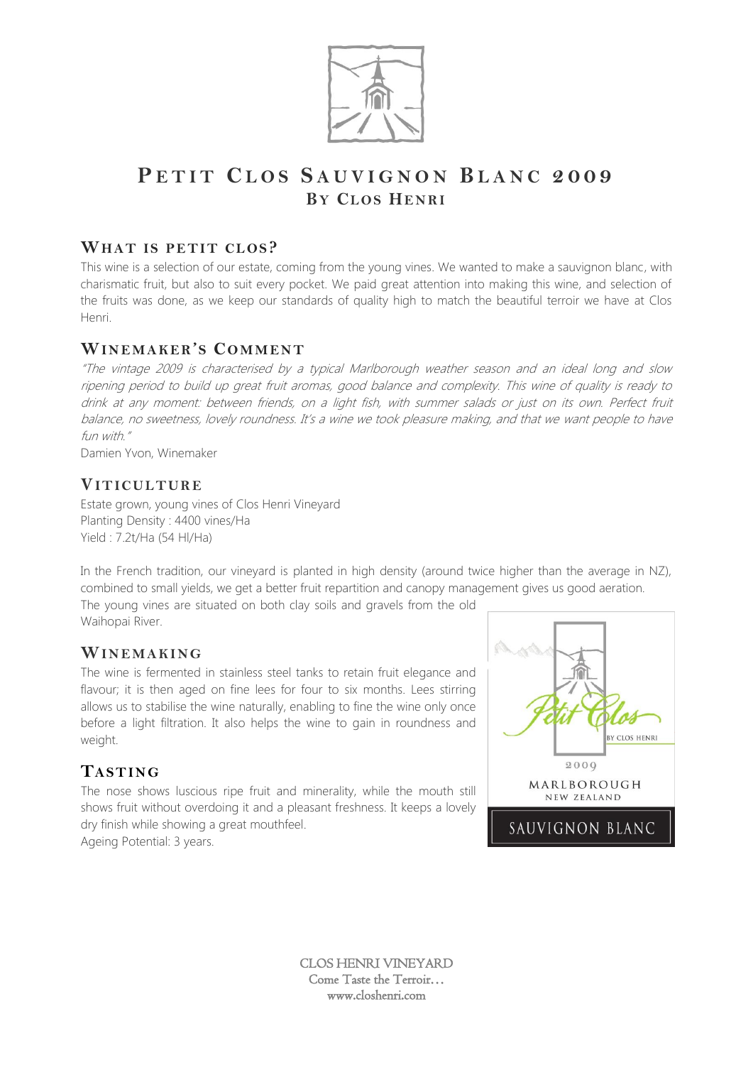# PETIT CLOS SAUVIGNON BLANC 2009

## BY CLOS HENRI

### WHAT IS PETIT CLOS?

This wine is a selection of our estate, coming from the young vines. We wanted to make a sauvignon blanc, with charismatic fruit, but also to suit every pocket. We paid great attention into making this wine, and selection of the fruits was done, as we keep our standards of quality high to match the beautiful terroir we have at Clos Henri.

### WINEMAKER'S COMMENT

*"The vintage 2009 is characterised by a typical Marlborough weather season and an ideal long and slow ripening period to build up great fruit aromas, good balance and complexity. This wine of quality is ready to drink at any moment: between friends, on a light fish, with summer salads or just on its own. Perfect fruit balance, no sweetness, lovely roundness. It's a wine we took pleasure making, and that we want people to have fun with."*

Damien Yvon, Winemaker

### VITICULTURE

Estate grown, young vines of Clos Henri Vineyard
Planting Density : 4400 vines/Ha
Yield : 7.2t/Ha (54 Hl/Ha)

In the French tradition, our vineyard is planted in high density (around twice higher than the average in NZ), combined to small yields, we get a better fruit repartition and canopy management gives us good aeration. The young vines are situated on both clay soils and gravels from the old Waihopai River.

### WINEMAKING

The wine is fermented in stainless steel tanks to retain fruit elegance and flavour; it is then aged on fine lees for four to six months. Lees stirring allows us to stabilise the wine naturally, enabling to fine the wine only once before a light filtration. It also helps the wine to gain in roundness and weight.

### TASTING

The nose shows luscious ripe fruit and minerality, while the mouth still shows fruit without overdoing it and a pleasant freshness. It keeps a lovely dry finish while showing a great mouthfeel.
Ageing Potential: 3 years.

CLOS HENRI VINEYARD
Come Taste the Terroir…
www.closhenri.com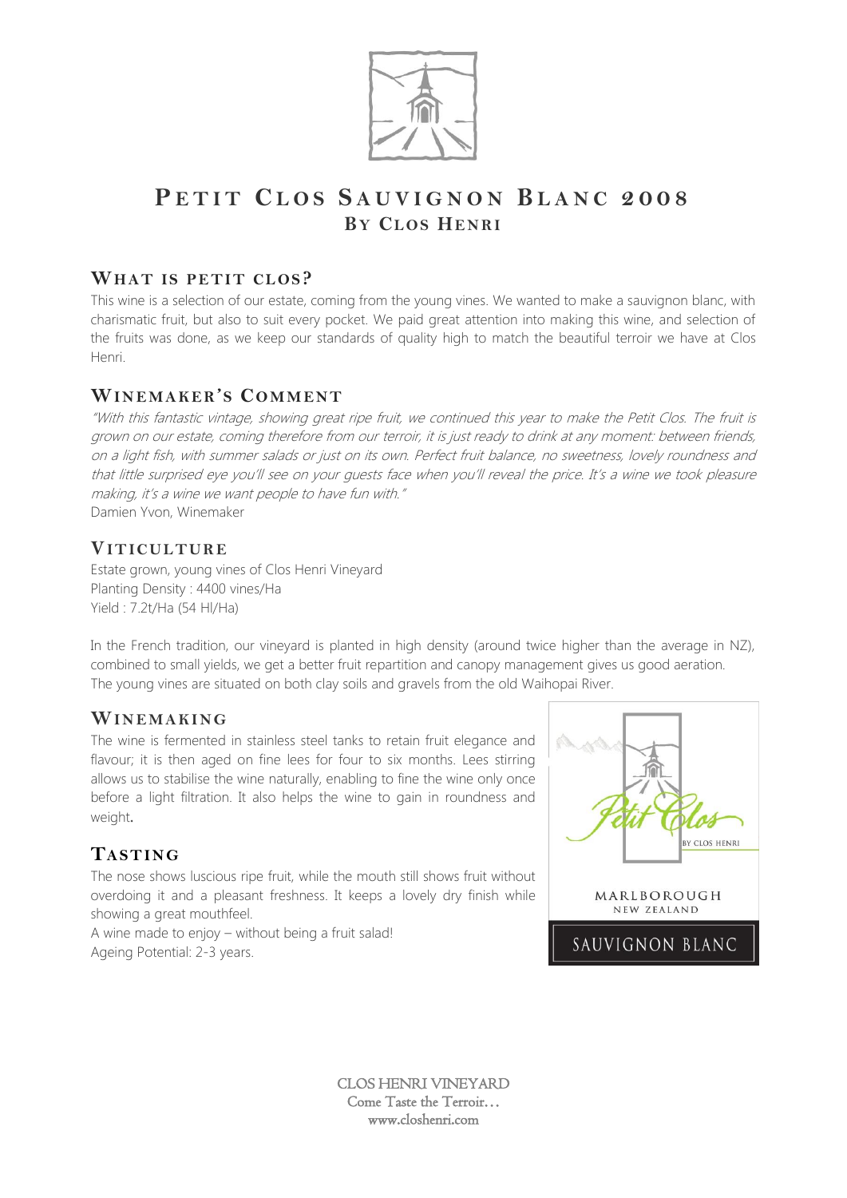# PETIT CLOS SAUVIGNON BLANC 2008
## BY CLOS HENRI

### WHAT IS PETIT CLOS?

This wine is a selection of our estate, coming from the young vines. We wanted to make a sauvignon blanc, with charismatic fruit, but also to suit every pocket. We paid great attention into making this wine, and selection of the fruits was done, as we keep our standards of quality high to match the beautiful terroir we have at Clos Henri.

### WINEMAKER'S COMMENT

*"With this fantastic vintage, showing great ripe fruit, we continued this year to make the Petit Clos. The fruit is grown on our estate, coming therefore from our terroir, it is just ready to drink at any moment: between friends, on a light fish, with summer salads or just on its own. Perfect fruit balance, no sweetness, lovely roundness and that little surprised eye you'll see on your guests face when you'll reveal the price. It's a wine we took pleasure making, it's a wine we want people to have fun with."*

Damien Yvon, Winemaker

### VITICULTURE

Estate grown, young vines of Clos Henri Vineyard
Planting Density : 4400 vines/Ha
Yield : 7.2t/Ha (54 Hl/Ha)

In the French tradition, our vineyard is planted in high density (around twice higher than the average in NZ), combined to small yields, we get a better fruit repartition and canopy management gives us good aeration.
The young vines are situated on both clay soils and gravels from the old Waihopai River.

### WINEMAKING

The wine is fermented in stainless steel tanks to retain fruit elegance and flavour; it is then aged on fine lees for four to six months. Lees stirring allows us to stabilise the wine naturally, enabling to fine the wine only once before a light filtration. It also helps the wine to gain in roundness and weight.

### TASTING

The nose shows luscious ripe fruit, while the mouth still shows fruit without overdoing it and a pleasant freshness. It keeps a lovely dry finish while showing a great mouthfeel.
A wine made to enjoy – without being a fruit salad!
Ageing Potential: 2-3 years.

Petit Clos
BY CLOS HENRI
MARLBOROUGH
NEW ZEALAND
SAUVIGNON BLANC

CLOS HENRI VINEYARD
Come Taste the Terroir…
www.closhenri.com